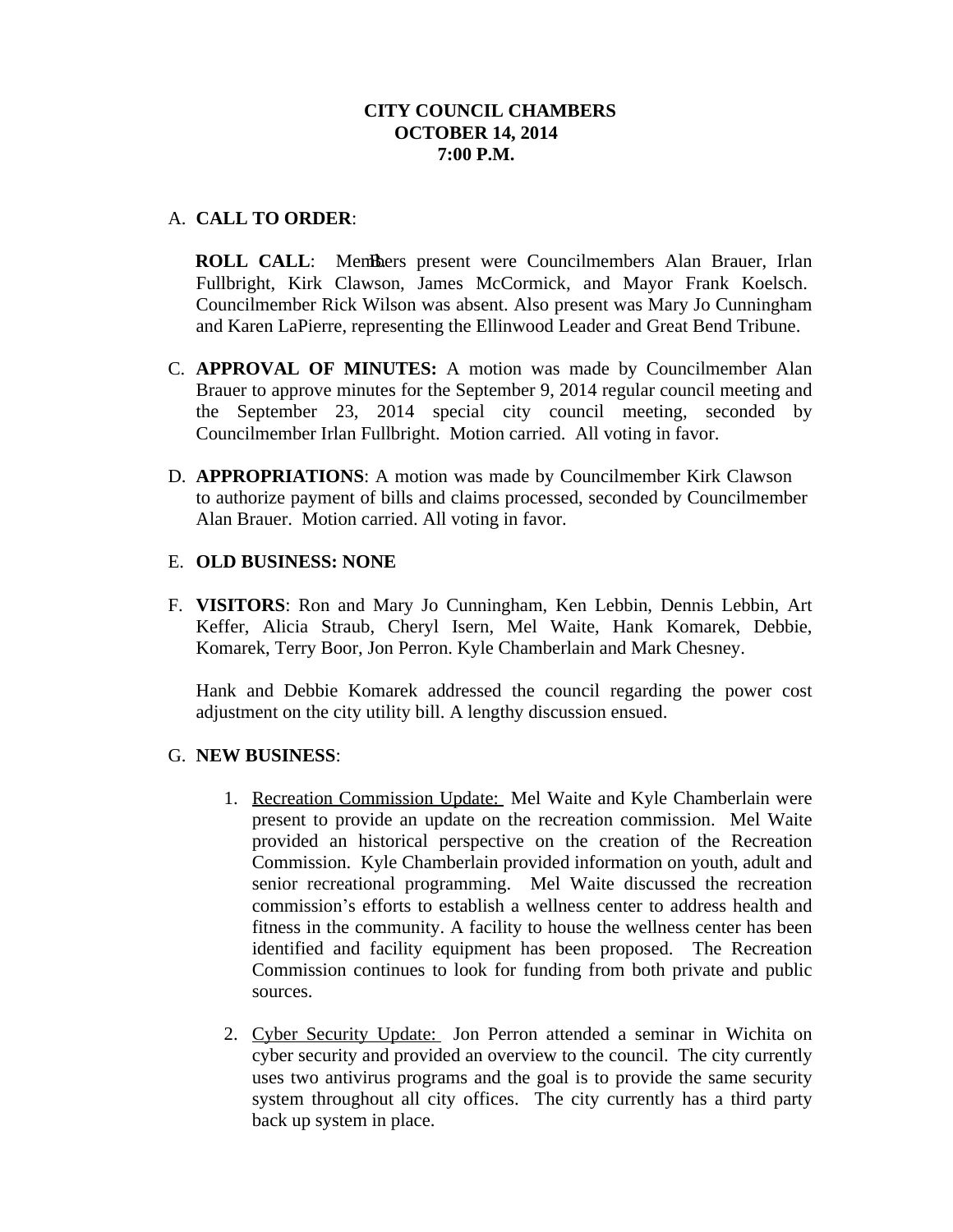**CITY COUNCIL CHAMBERS**
**OCTOBER 14, 2014**
**7:00 P.M.**

A. **CALL TO ORDER**:

**ROLL CALL**: Members present were Councilmembers Alan Brauer, Irlan Fullbright, Kirk Clawson, James McCormick, and Mayor Frank Koelsch. Councilmember Rick Wilson was absent. Also present was Mary Jo Cunningham and Karen LaPierre, representing the Ellinwood Leader and Great Bend Tribune.

C. **APPROVAL OF MINUTES:** A motion was made by Councilmember Alan Brauer to approve minutes for the September 9, 2014 regular council meeting and the September 23, 2014 special city council meeting, seconded by Councilmember Irlan Fullbright. Motion carried. All voting in favor.

D. **APPROPRIATIONS**: A motion was made by Councilmember Kirk Clawson to authorize payment of bills and claims processed, seconded by Councilmember Alan Brauer. Motion carried. All voting in favor.

E. **OLD BUSINESS: NONE**

F. **VISITORS**: Ron and Mary Jo Cunningham, Ken Lebbin, Dennis Lebbin, Art Keffer, Alicia Straub, Cheryl Isern, Mel Waite, Hank Komarek, Debbie, Komarek, Terry Boor, Jon Perron. Kyle Chamberlain and Mark Chesney.

Hank and Debbie Komarek addressed the council regarding the power cost adjustment on the city utility bill. A lengthy discussion ensued.

G. **NEW BUSINESS**:

1. Recreation Commission Update: Mel Waite and Kyle Chamberlain were present to provide an update on the recreation commission. Mel Waite provided an historical perspective on the creation of the Recreation Commission. Kyle Chamberlain provided information on youth, adult and senior recreational programming. Mel Waite discussed the recreation commission's efforts to establish a wellness center to address health and fitness in the community. A facility to house the wellness center has been identified and facility equipment has been proposed. The Recreation Commission continues to look for funding from both private and public sources.

2. Cyber Security Update: Jon Perron attended a seminar in Wichita on cyber security and provided an overview to the council. The city currently uses two antivirus programs and the goal is to provide the same security system throughout all city offices. The city currently has a third party back up system in place.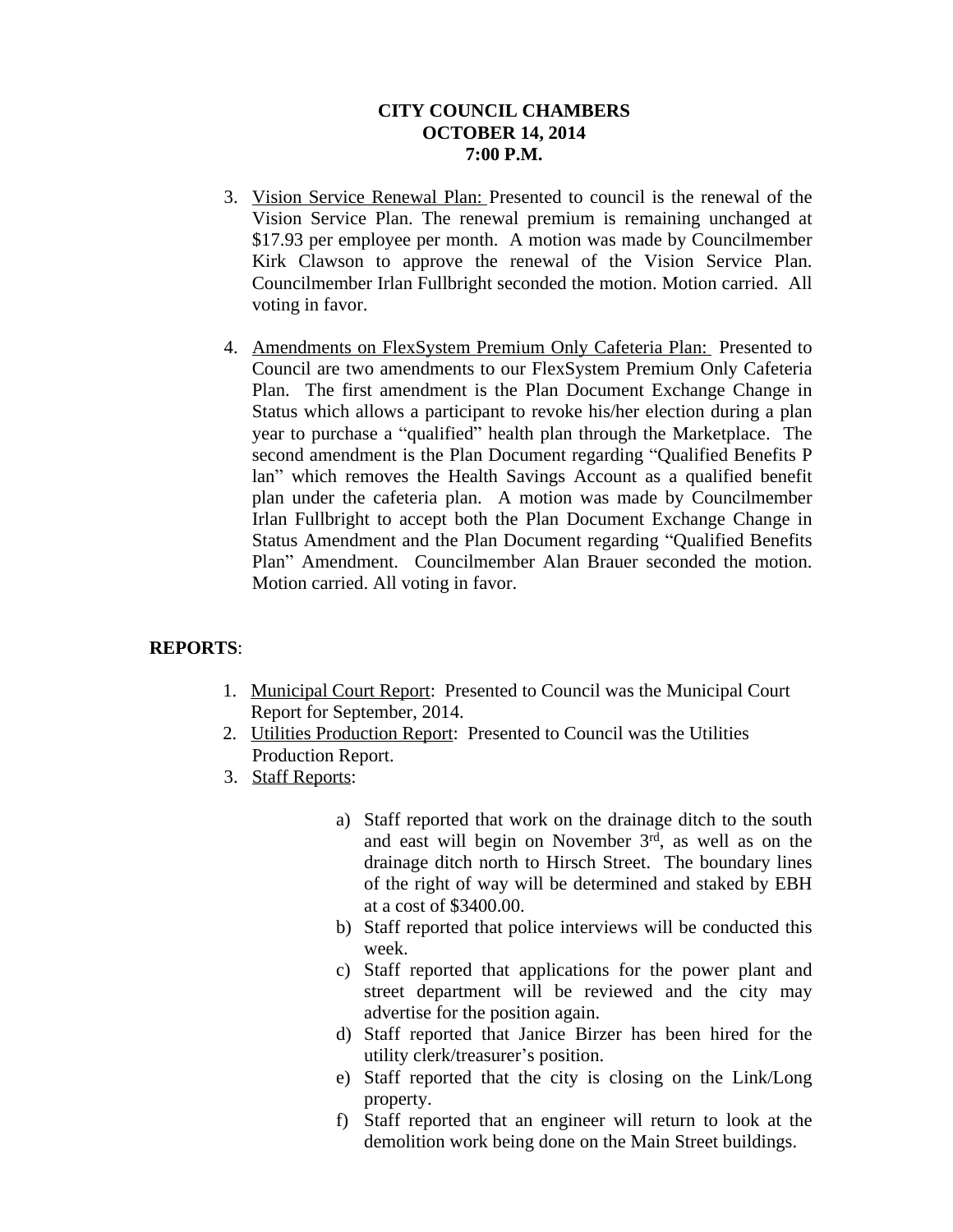**CITY COUNCIL CHAMBERS**
**OCTOBER 14, 2014**
**7:00 P.M.**

3. Vision Service Renewal Plan: Presented to council is the renewal of the Vision Service Plan. The renewal premium is remaining unchanged at $17.93 per employee per month. A motion was made by Councilmember Kirk Clawson to approve the renewal of the Vision Service Plan. Councilmember Irlan Fullbright seconded the motion. Motion carried. All voting in favor.

4. Amendments on FlexSystem Premium Only Cafeteria Plan: Presented to Council are two amendments to our FlexSystem Premium Only Cafeteria Plan. The first amendment is the Plan Document Exchange Change in Status which allows a participant to revoke his/her election during a plan year to purchase a "qualified" health plan through the Marketplace. The second amendment is the Plan Document regarding "Qualified Benefits P lan" which removes the Health Savings Account as a qualified benefit plan under the cafeteria plan. A motion was made by Councilmember Irlan Fullbright to accept both the Plan Document Exchange Change in Status Amendment and the Plan Document regarding "Qualified Benefits Plan" Amendment. Councilmember Alan Brauer seconded the motion. Motion carried. All voting in favor.

**REPORTS**:

1. Municipal Court Report: Presented to Council was the Municipal Court Report for September, 2014.
2. Utilities Production Report: Presented to Council was the Utilities Production Report.
3. Staff Reports:

   a) Staff reported that work on the drainage ditch to the south and east will begin on November 3rd, as well as on the drainage ditch north to Hirsch Street. The boundary lines of the right of way will be determined and staked by EBH at a cost of $3400.00.
   b) Staff reported that police interviews will be conducted this week.
   c) Staff reported that applications for the power plant and street department will be reviewed and the city may advertise for the position again.
   d) Staff reported that Janice Birzer has been hired for the utility clerk/treasurer's position.
   e) Staff reported that the city is closing on the Link/Long property.
   f) Staff reported that an engineer will return to look at the demolition work being done on the Main Street buildings.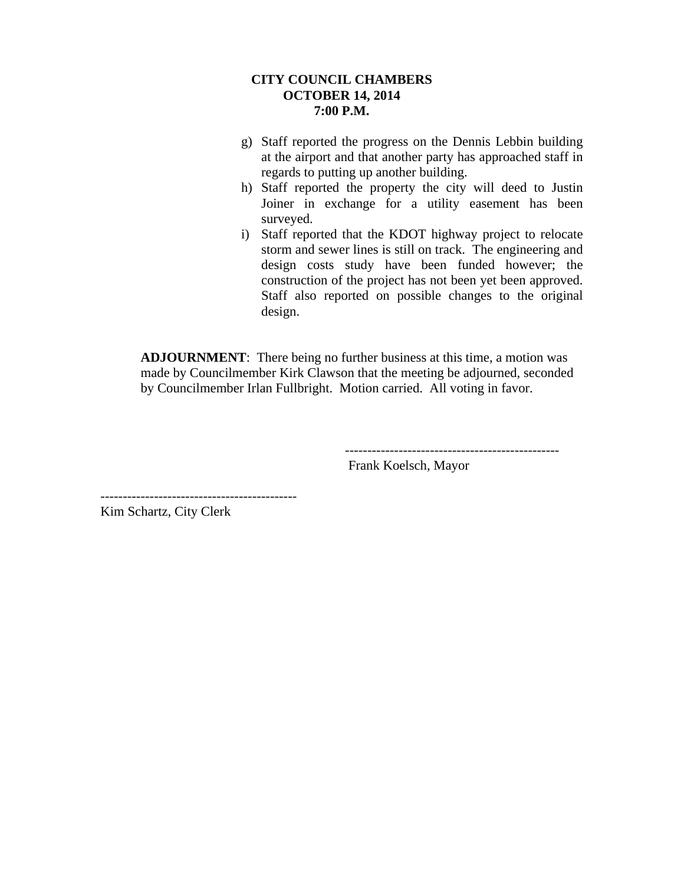**CITY COUNCIL CHAMBERS**
**OCTOBER 14, 2014**
**7:00 P.M.**

g) Staff reported the progress on the Dennis Lebbin building at the airport and that another party has approached staff in regards to putting up another building.

h) Staff reported the property the city will deed to Justin Joiner in exchange for a utility easement has been surveyed.

i) Staff reported that the KDOT highway project to relocate storm and sewer lines is still on track. The engineering and design costs study have been funded however; the construction of the project has not been yet been approved. Staff also reported on possible changes to the original design.

**ADJOURNMENT**: There being no further business at this time, a motion was made by Councilmember Kirk Clawson that the meeting be adjourned, seconded by Councilmember Irlan Fullbright. Motion carried. All voting in favor.

------------------------------------------------
Frank Koelsch, Mayor

--------------------------------------------
Kim Schartz, City Clerk